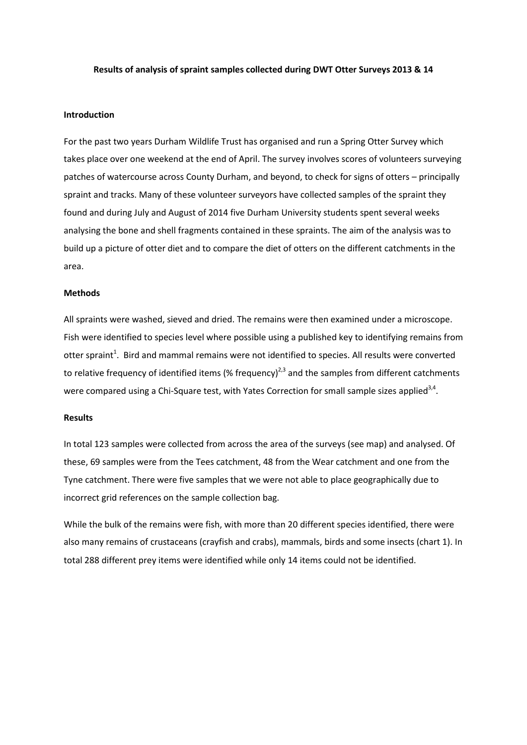**Results of analysis of spraint samples collected during DWT Otter Surveys 2013 & 14**

**Introduction**

For the past two years Durham Wildlife Trust has organised and run a Spring Otter Survey which takes place over one weekend at the end of April. The survey involves scores of volunteers surveying patches of watercourse across County Durham, and beyond, to check for signs of otters – principally spraint and tracks. Many of these volunteer surveyors have collected samples of the spraint they found and during July and August of 2014 five Durham University students spent several weeks analysing the bone and shell fragments contained in these spraints. The aim of the analysis was to build up a picture of otter diet and to compare the diet of otters on the different catchments in the area.

**Methods**

All sprained were washed, sieved and dried. The remains were then examined under a microscope. Fish were identified to species level where possible using a published key to identifying remains from otter spraint[1]. Bird and mammal remains were not identified to species. All results were converted to relative frequency of identified items (% frequency)[2,3] and the samples from different catchments were compared using a Chi-Square test, with Yates Correction for small sample sizes applied[3,4].

**Results**

In total 123 samples were collected from across the area of the surveys (see map) and analysed. Of these, 69 samples were from the Tees catchment, 48 from the Wear catchment and one from the Tyne catchment. There were five samples that we were not able to place geographically due to incorrect grid references on the sample collection bag.

While the bulk of the remains were fish, with more than 20 different species identified, there were also many remains of crustaceans (crayfish and crabs), mammals, birds and some insects (chart 1). In total 288 different prey items were identified while only 14 items could not be identified.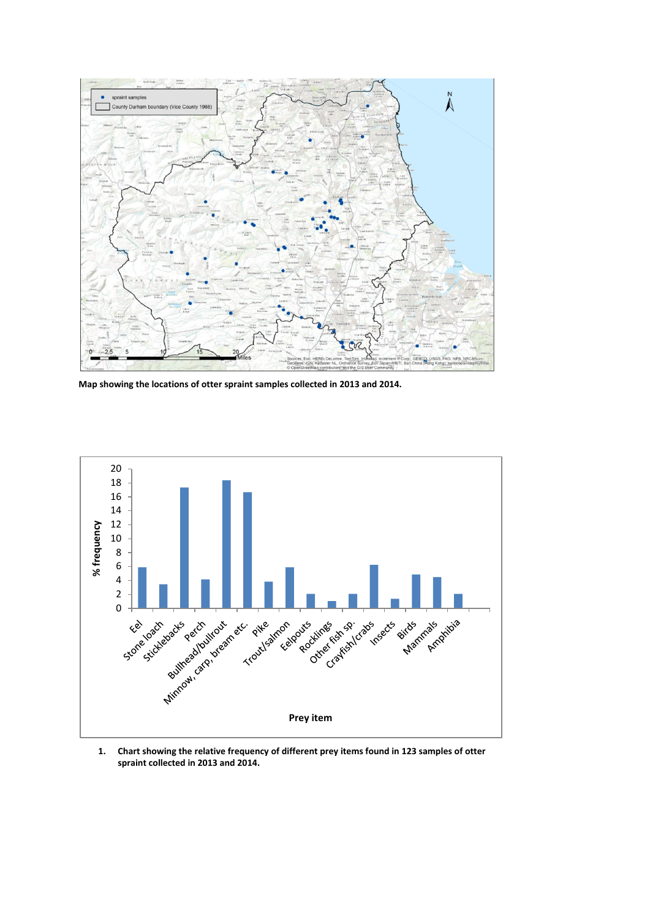**Map showing the locations of otter spraint samples collected in 2013 and 2014.**

1. **Chart showing the relative frequency of different prey items found in 123 samples of otter spraint collected in 2013 and 2014.**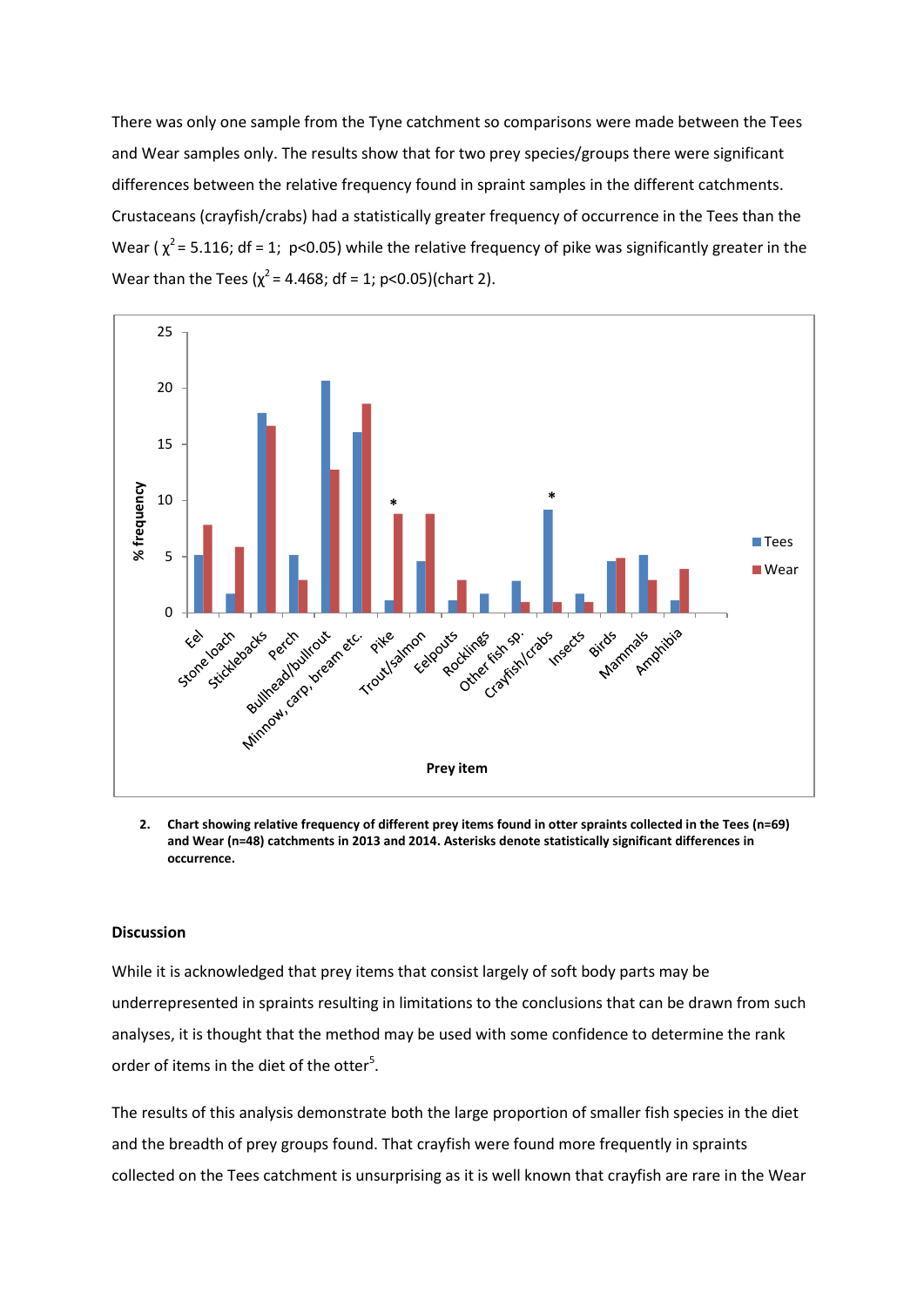There was only one sample from the Tyne catchment so comparisons were made between the Tees and Wear samples only. The results show that for two prey species/groups there were significant differences between the relative frequency found in spraint samples in the different catchments. Crustaceans (crayfish/crabs) had a statistically greater frequency of occurrence in the Tees than the Wear ( $\chi^2 = 5.116$; df = 1; $p<0.05$) while the relative frequency of pike was significantly greater in the Wear than the Tees ($\chi^2 = 4.468$; df = 1; $p<0.05$)(chart 2).

**2. Chart showing relative frequency of different prey items found in otter spraints collected in the Tees (n=69) and Wear (n=48) catchments in 2013 and 2014. Asterisks denote statistically significant differences in occurrence.**

## Discussion

While it is acknowledged that prey items that consist largely of soft body parts may be underrepresented in spraints resulting in limitations to the conclusions that can be drawn from such analyses, it is thought that the method may be used with some confidence to determine the rank order of items in the diet of the otter[5].

The results of this analysis demonstrate both the large proportion of smaller fish species in the diet and the breadth of prey groups found. That crayfish were found more frequently in spraints collected on the Tees catchment is unsurprising as it is well known that crayfish are rare in the Wear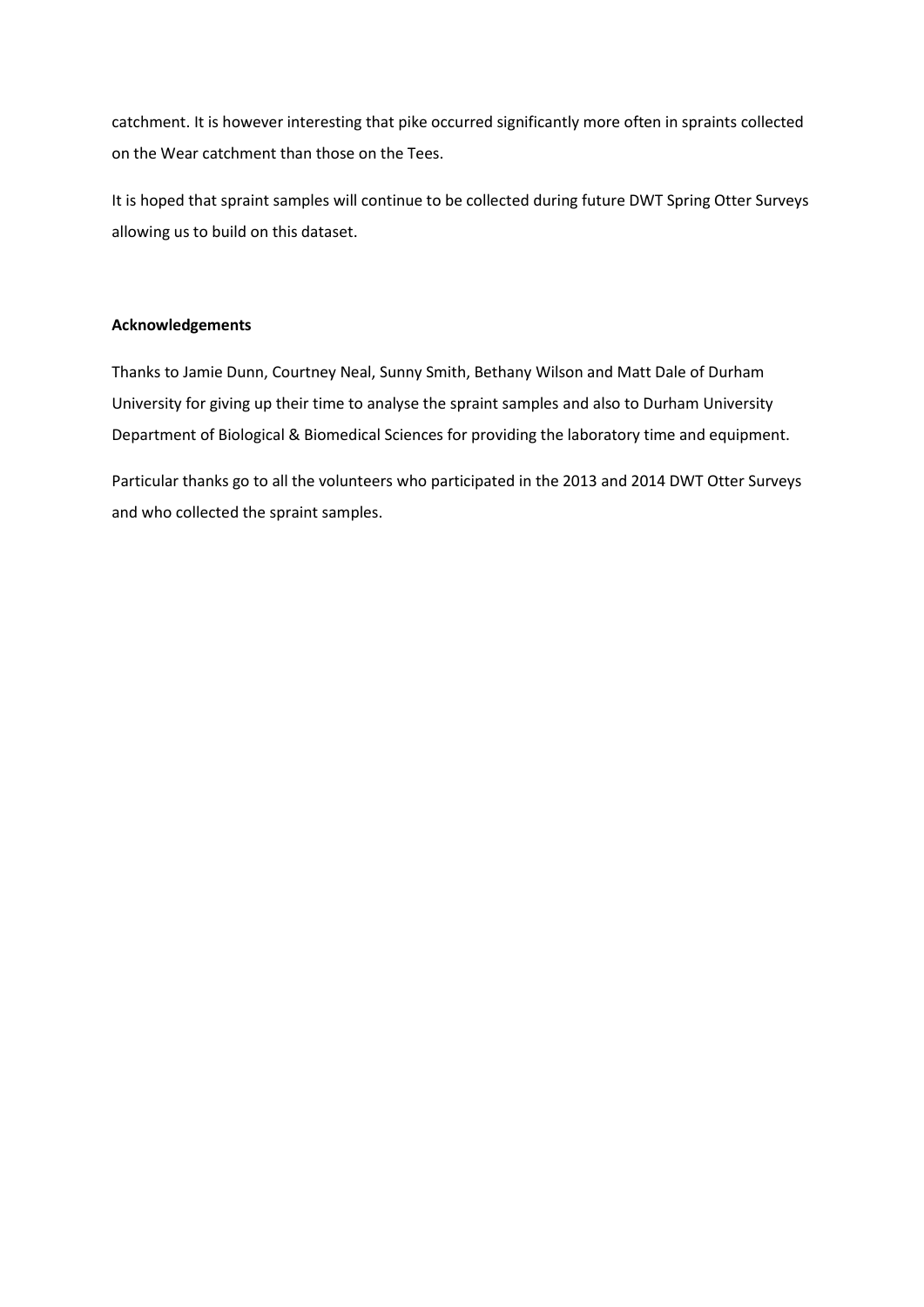catchment. It is however interesting that pike occurred significantly more often in spraints collected on the Wear catchment than those on the Tees.

It is hoped that spraint samples will continue to be collected during future DWT Spring Otter Surveys allowing us to build on this dataset.

**Acknowledgements**

Thanks to Jamie Dunn, Courtney Neal, Sunny Smith, Bethany Wilson and Matt Dale of Durham University for giving up their time to analyse the spraint samples and also to Durham University Department of Biological & Biomedical Sciences for providing the laboratory time and equipment.

Particular thanks go to all the volunteers who participated in the 2013 and 2014 DWT Otter Surveys and who collected the spraint samples.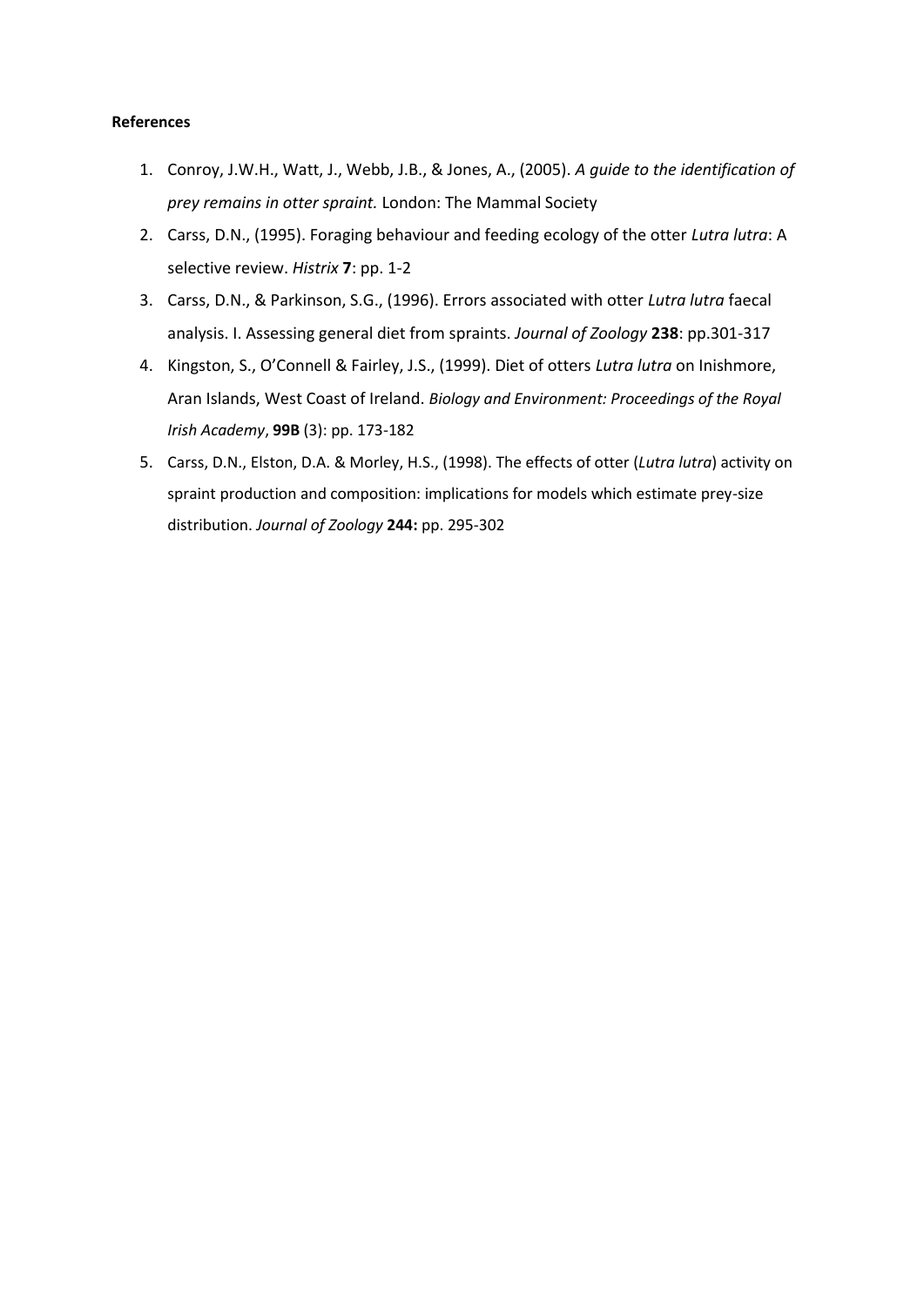**References**

1. Conroy, J.W.H., Watt, J., Webb, J.B., & Jones, A., (2005). *A guide to the identification of prey remains in otter spraint.* London: The Mammal Society
2. Carss, D.N., (1995). Foraging behaviour and feeding ecology of the otter *Lutra lutra*: A selective review. *Histrix* **7**: pp. 1-2
3. Carss, D.N., & Parkinson, S.G., (1996). Errors associated with otter *Lutra lutra* faecal analysis. I. Assessing general diet from spraints. *Journal of Zoology* **238**: pp.301-317
4. Kingston, S., O'Connell & Fairley, J.S., (1999). Diet of otters *Lutra lutra* on Inishmore, Aran Islands, West Coast of Ireland. *Biology and Environment: Proceedings of the Royal Irish Academy*, **99B** (3): pp. 173-182
5. Carss, D.N., Elston, D.A. & Morley, H.S., (1998). The effects of otter (*Lutra lutra*) activity on spraint production and composition: implications for models which estimate prey-size distribution. *Journal of Zoology* **244:** pp. 295-302